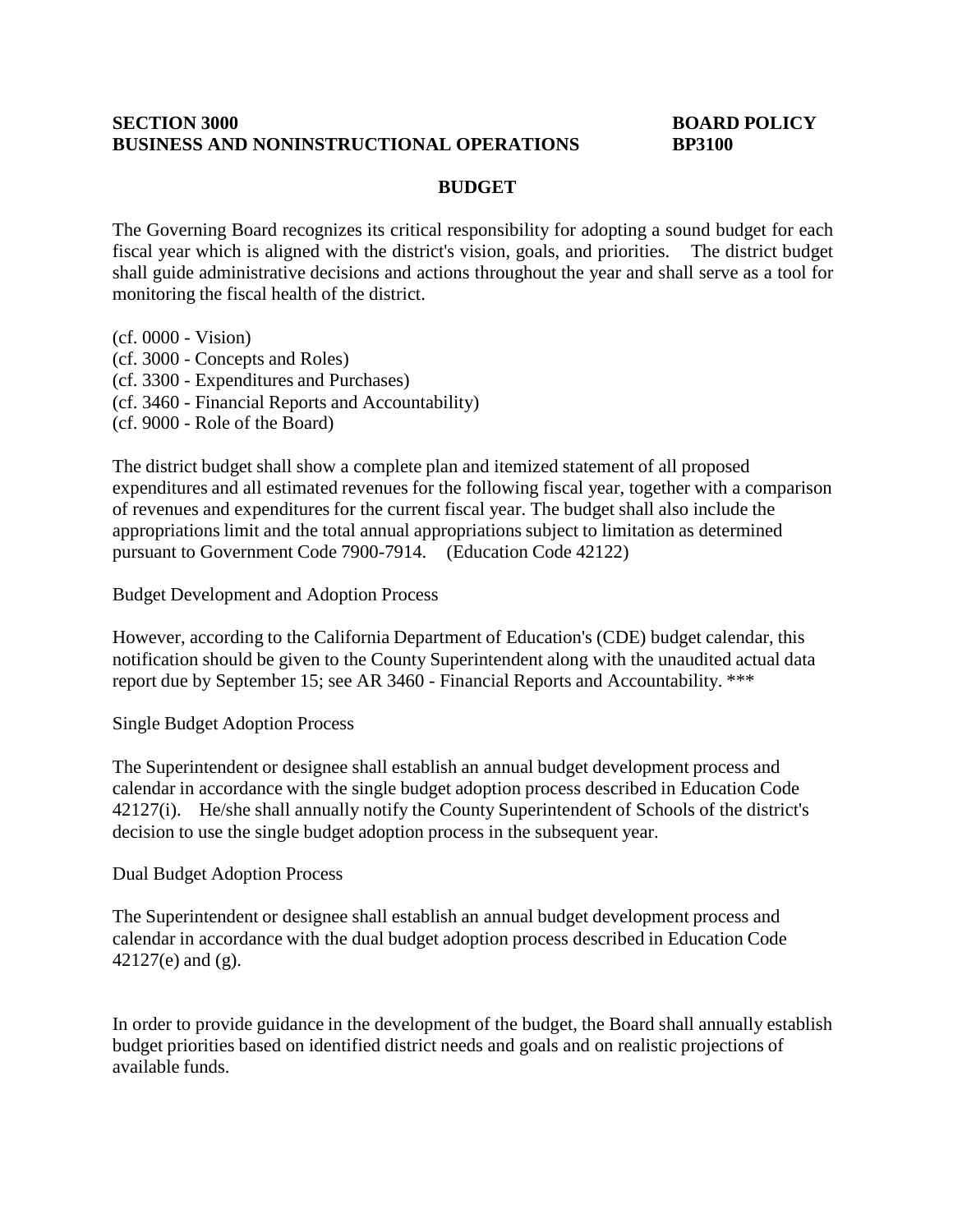**SECTION 3000** **BOARD POLICY**
**BUSINESS AND NONINSTRUCTIONAL OPERATIONS** **BP3100**

# BUDGET

The Governing Board recognizes its critical responsibility for adopting a sound budget for each fiscal year which is aligned with the district's vision, goals, and priorities. The district budget shall guide administrative decisions and actions throughout the year and shall serve as a tool for monitoring the fiscal health of the district.

(cf. 0000 - Vision)
(cf. 3000 - Concepts and Roles)
(cf. 3300 - Expenditures and Purchases)
(cf. 3460 - Financial Reports and Accountability)
(cf. 9000 - Role of the Board)

The district budget shall show a complete plan and itemized statement of all proposed expenditures and all estimated revenues for the following fiscal year, together with a comparison of revenues and expenditures for the current fiscal year. The budget shall also include the appropriations limit and the total annual appropriations subject to limitation as determined pursuant to Government Code 7900-7914. (Education Code 42122)

Budget Development and Adoption Process

However, according to the California Department of Education's (CDE) budget calendar, this notification should be given to the County Superintendent along with the unaudited actual data report due by September 15; see AR 3460 - Financial Reports and Accountability. ***

Single Budget Adoption Process

The Superintendent or designee shall establish an annual budget development process and calendar in accordance with the single budget adoption process described in Education Code 42127(i). He/she shall annually notify the County Superintendent of Schools of the district's decision to use the single budget adoption process in the subsequent year.

Dual Budget Adoption Process

The Superintendent or designee shall establish an annual budget development process and calendar in accordance with the dual budget adoption process described in Education Code 42127(e) and (g).

In order to provide guidance in the development of the budget, the Board shall annually establish budget priorities based on identified district needs and goals and on realistic projections of available funds.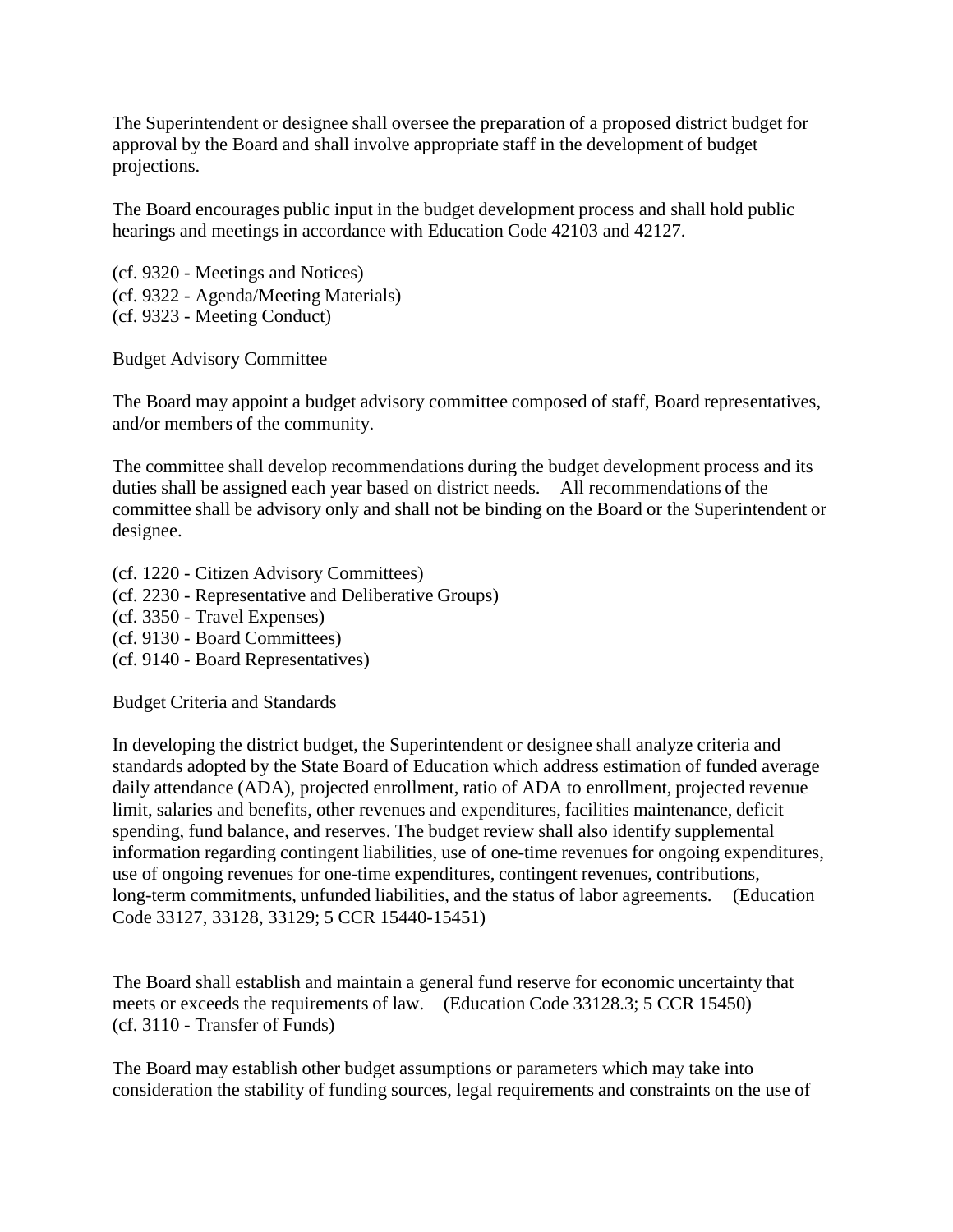The Superintendent or designee shall oversee the preparation of a proposed district budget for approval by the Board and shall involve appropriate staff in the development of budget projections.

The Board encourages public input in the budget development process and shall hold public hearings and meetings in accordance with Education Code 42103 and 42127.

(cf. 9320 - Meetings and Notices)
(cf. 9322 - Agenda/Meeting Materials)
(cf. 9323 - Meeting Conduct)

## Budget Advisory Committee

The Board may appoint a budget advisory committee composed of staff, Board representatives, and/or members of the community.

The committee shall develop recommendations during the budget development process and its duties shall be assigned each year based on district needs. All recommendations of the committee shall be advisory only and shall not be binding on the Board or the Superintendent or designee.

(cf. 1220 - Citizen Advisory Committees)
(cf. 2230 - Representative and Deliberative Groups)
(cf. 3350 - Travel Expenses)
(cf. 9130 - Board Committees)
(cf. 9140 - Board Representatives)

## Budget Criteria and Standards

In developing the district budget, the Superintendent or designee shall analyze criteria and standards adopted by the State Board of Education which address estimation of funded average daily attendance (ADA), projected enrollment, ratio of ADA to enrollment, projected revenue limit, salaries and benefits, other revenues and expenditures, facilities maintenance, deficit spending, fund balance, and reserves. The budget review shall also identify supplemental information regarding contingent liabilities, use of one-time revenues for ongoing expenditures, use of ongoing revenues for one-time expenditures, contingent revenues, contributions, long-term commitments, unfunded liabilities, and the status of labor agreements. (Education Code 33127, 33128, 33129; 5 CCR 15440-15451)

The Board shall establish and maintain a general fund reserve for economic uncertainty that meets or exceeds the requirements of law. (Education Code 33128.3; 5 CCR 15450)
(cf. 3110 - Transfer of Funds)

The Board may establish other budget assumptions or parameters which may take into consideration the stability of funding sources, legal requirements and constraints on the use of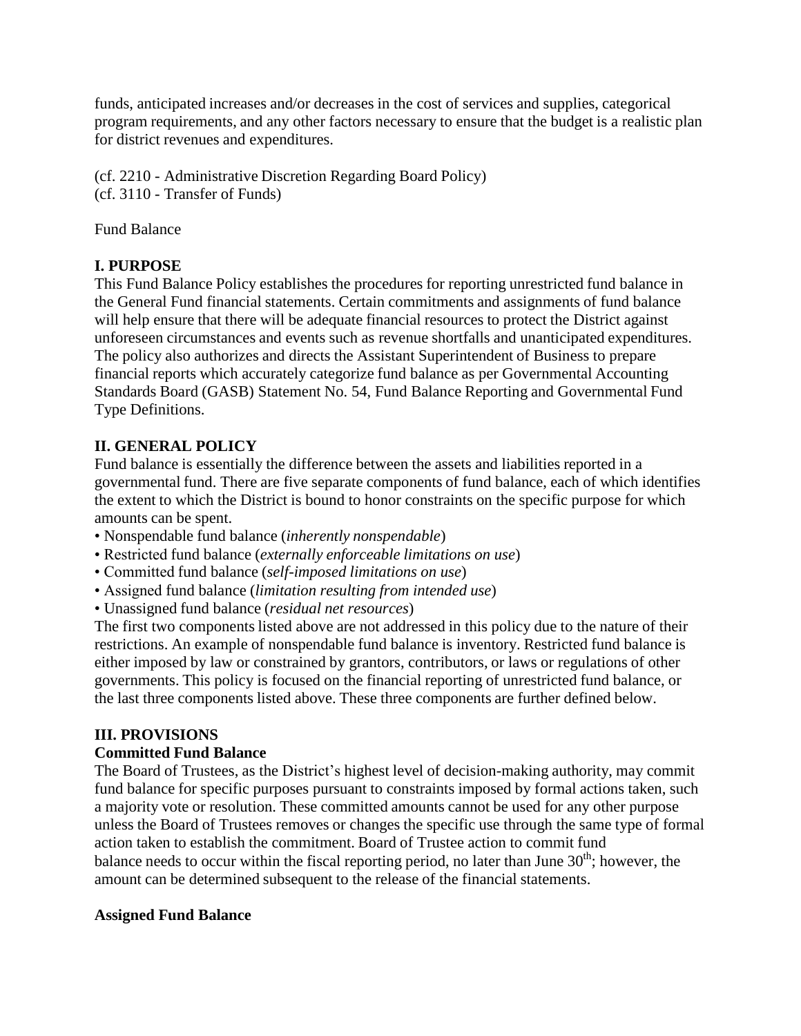funds, anticipated increases and/or decreases in the cost of services and supplies, categorical program requirements, and any other factors necessary to ensure that the budget is a realistic plan for district revenues and expenditures.

(cf. 2210 - Administrative Discretion Regarding Board Policy)
(cf. 3110 - Transfer of Funds)

Fund Balance

**I. PURPOSE**

This Fund Balance Policy establishes the procedures for reporting unrestricted fund balance in the General Fund financial statements. Certain commitments and assignments of fund balance will help ensure that there will be adequate financial resources to protect the District against unforeseen circumstances and events such as revenue shortfalls and unanticipated expenditures. The policy also authorizes and directs the Assistant Superintendent of Business to prepare financial reports which accurately categorize fund balance as per Governmental Accounting Standards Board (GASB) Statement No. 54, Fund Balance Reporting and Governmental Fund Type Definitions.

**II. GENERAL POLICY**

Fund balance is essentially the difference between the assets and liabilities reported in a governmental fund. There are five separate components of fund balance, each of which identifies the extent to which the District is bound to honor constraints on the specific purpose for which amounts can be spent.

- Nonspendable fund balance (*inherently nonspendable*)
- Restricted fund balance (*externally enforceable limitations on use*)
- Committed fund balance (*self-imposed limitations on use*)
- Assigned fund balance (*limitation resulting from intended use*)
- Unassigned fund balance (*residual net resources*)

The first two components listed above are not addressed in this policy due to the nature of their restrictions. An example of nonspendable fund balance is inventory. Restricted fund balance is either imposed by law or constrained by grantors, contributors, or laws or regulations of other governments. This policy is focused on the financial reporting of unrestricted fund balance, or the last three components listed above. These three components are further defined below.

**III. PROVISIONS**

**Committed Fund Balance**

The Board of Trustees, as the District's highest level of decision-making authority, may commit fund balance for specific purposes pursuant to constraints imposed by formal actions taken, such a majority vote or resolution. These committed amounts cannot be used for any other purpose unless the Board of Trustees removes or changes the specific use through the same type of formal action taken to establish the commitment. Board of Trustee action to commit fund balance needs to occur within the fiscal reporting period, no later than June 30th; however, the amount can be determined subsequent to the release of the financial statements.

**Assigned Fund Balance**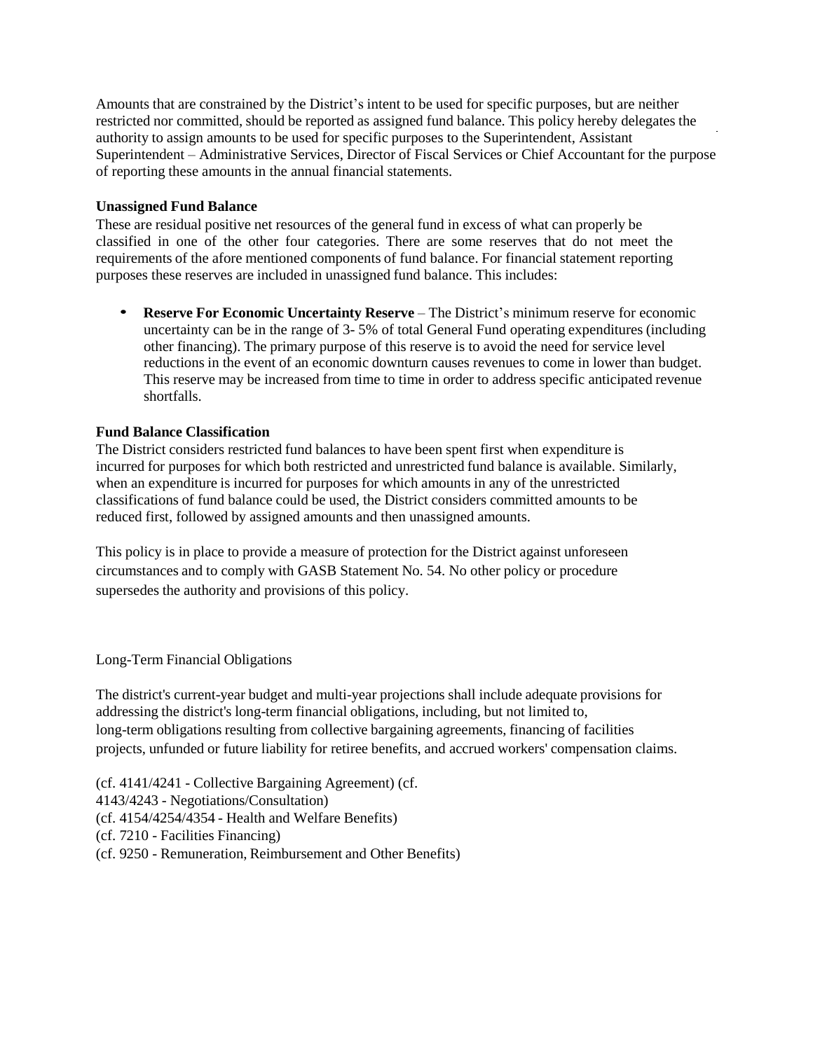Amounts that are constrained by the District's intent to be used for specific purposes, but are neither restricted nor committed, should be reported as assigned fund balance. This policy hereby delegates the authority to assign amounts to be used for specific purposes to the Superintendent, Assistant Superintendent – Administrative Services, Director of Fiscal Services or Chief Accountant for the purpose of reporting these amounts in the annual financial statements.

**Unassigned Fund Balance**

These are residual positive net resources of the general fund in excess of what can properly be classified in one of the other four categories. There are some reserves that do not meet the requirements of the afore mentioned components of fund balance. For financial statement reporting purposes these reserves are included in unassigned fund balance. This includes:

- **Reserve For Economic Uncertainty Reserve** – The District's minimum reserve for economic uncertainty can be in the range of 3- 5% of total General Fund operating expenditures (including other financing). The primary purpose of this reserve is to avoid the need for service level reductions in the event of an economic downturn causes revenues to come in lower than budget. This reserve may be increased from time to time in order to address specific anticipated revenue shortfalls.

**Fund Balance Classification**

The District considers restricted fund balances to have been spent first when expenditure is incurred for purposes for which both restricted and unrestricted fund balance is available. Similarly, when an expenditure is incurred for purposes for which amounts in any of the unrestricted classifications of fund balance could be used, the District considers committed amounts to be reduced first, followed by assigned amounts and then unassigned amounts.

This policy is in place to provide a measure of protection for the District against unforeseen circumstances and to comply with GASB Statement No. 54. No other policy or procedure supersedes the authority and provisions of this policy.

Long-Term Financial Obligations

The district's current-year budget and multi-year projections shall include adequate provisions for addressing the district's long-term financial obligations, including, but not limited to, long-term obligations resulting from collective bargaining agreements, financing of facilities projects, unfunded or future liability for retiree benefits, and accrued workers' compensation claims.

(cf. 4141/4241 - Collective Bargaining Agreement) (cf. 4143/4243 - Negotiations/Consultation)
(cf. 4154/4254/4354 - Health and Welfare Benefits)
(cf. 7210 - Facilities Financing)
(cf. 9250 - Remuneration, Reimbursement and Other Benefits)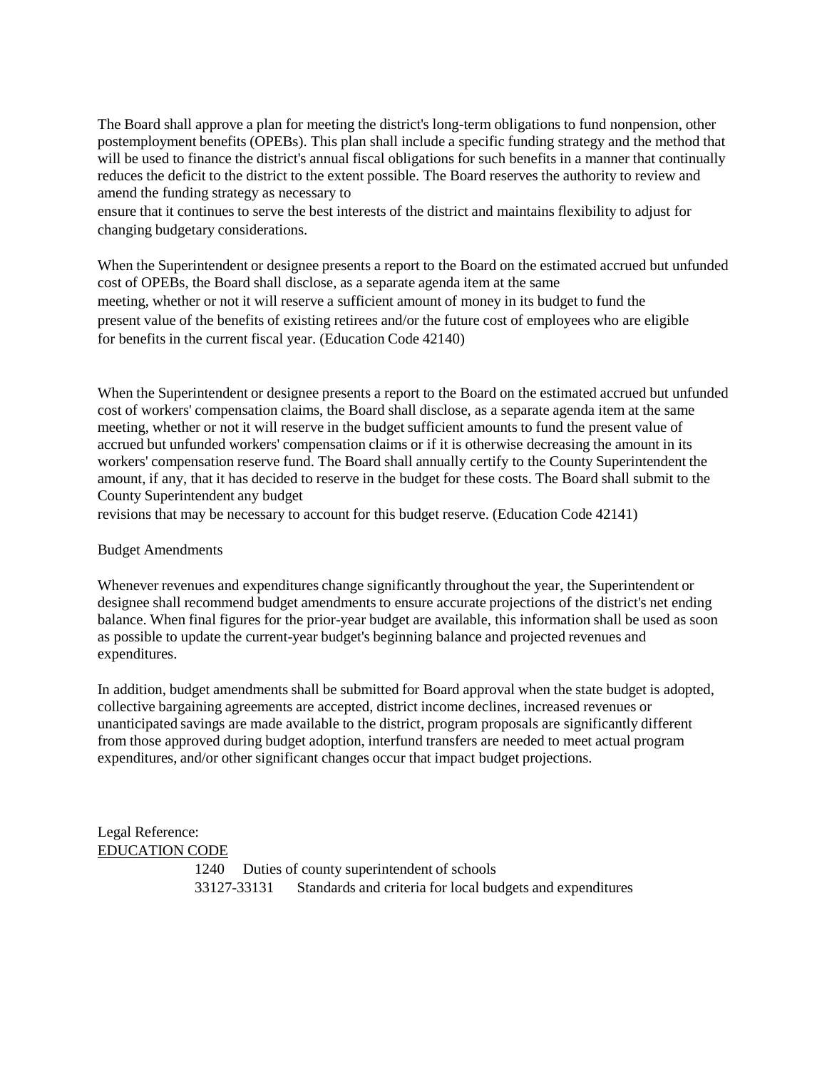The Board shall approve a plan for meeting the district's long-term obligations to fund nonpension, other postemployment benefits (OPEBs). This plan shall include a specific funding strategy and the method that will be used to finance the district's annual fiscal obligations for such benefits in a manner that continually reduces the deficit to the district to the extent possible. The Board reserves the authority to review and amend the funding strategy as necessary to ensure that it continues to serve the best interests of the district and maintains flexibility to adjust for changing budgetary considerations.

When the Superintendent or designee presents a report to the Board on the estimated accrued but unfunded cost of OPEBs, the Board shall disclose, as a separate agenda item at the same meeting, whether or not it will reserve a sufficient amount of money in its budget to fund the present value of the benefits of existing retirees and/or the future cost of employees who are eligible for benefits in the current fiscal year. (Education Code 42140)

When the Superintendent or designee presents a report to the Board on the estimated accrued but unfunded cost of workers' compensation claims, the Board shall disclose, as a separate agenda item at the same meeting, whether or not it will reserve in the budget sufficient amounts to fund the present value of accrued but unfunded workers' compensation claims or if it is otherwise decreasing the amount in its workers' compensation reserve fund. The Board shall annually certify to the County Superintendent the amount, if any, that it has decided to reserve in the budget for these costs. The Board shall submit to the County Superintendent any budget revisions that may be necessary to account for this budget reserve. (Education Code 42141)

Budget Amendments

Whenever revenues and expenditures change significantly throughout the year, the Superintendent or designee shall recommend budget amendments to ensure accurate projections of the district's net ending balance. When final figures for the prior-year budget are available, this information shall be used as soon as possible to update the current-year budget's beginning balance and projected revenues and expenditures.

In addition, budget amendments shall be submitted for Board approval when the state budget is adopted, collective bargaining agreements are accepted, district income declines, increased revenues or unanticipated savings are made available to the district, program proposals are significantly different from those approved during budget adoption, interfund transfers are needed to meet actual program expenditures, and/or other significant changes occur that impact budget projections.

Legal Reference:

EDUCATION CODE

1240 Duties of county superintendent of schools

33127-33131 Standards and criteria for local budgets and expenditures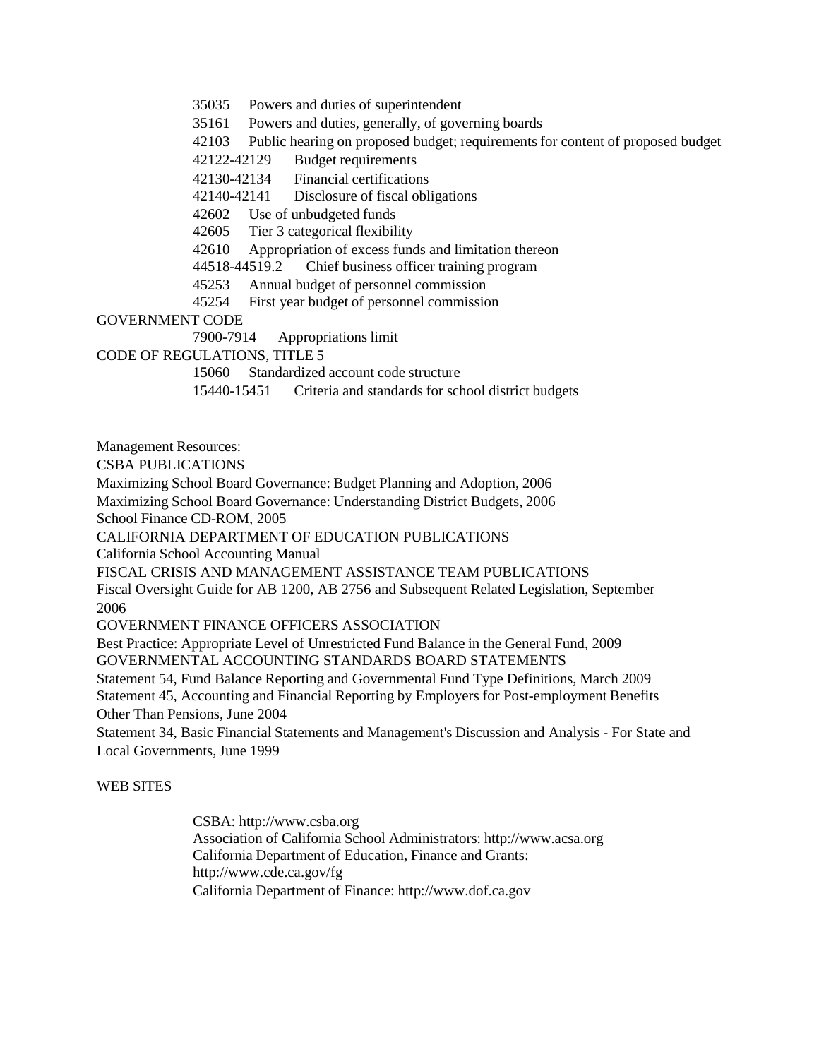35035 Powers and duties of superintendent

35161 Powers and duties, generally, of governing boards

42103 Public hearing on proposed budget; requirements for content of proposed budget

42122-42129 Budget requirements

42130-42134 Financial certifications

42140-42141 Disclosure of fiscal obligations

42602 Use of unbudgeted funds

42605 Tier 3 categorical flexibility

42610 Appropriation of excess funds and limitation thereon

44518-44519.2 Chief business officer training program

45253 Annual budget of personnel commission

45254 First year budget of personnel commission

GOVERNMENT CODE

7900-7914 Appropriations limit

CODE OF REGULATIONS, TITLE 5

15060 Standardized account code structure

15440-15451 Criteria and standards for school district budgets

Management Resources:

CSBA PUBLICATIONS

Maximizing School Board Governance: Budget Planning and Adoption, 2006

Maximizing School Board Governance: Understanding District Budgets, 2006

School Finance CD-ROM, 2005

CALIFORNIA DEPARTMENT OF EDUCATION PUBLICATIONS

California School Accounting Manual

FISCAL CRISIS AND MANAGEMENT ASSISTANCE TEAM PUBLICATIONS

Fiscal Oversight Guide for AB 1200, AB 2756 and Subsequent Related Legislation, September 2006

GOVERNMENT FINANCE OFFICERS ASSOCIATION

Best Practice: Appropriate Level of Unrestricted Fund Balance in the General Fund, 2009

GOVERNMENTAL ACCOUNTING STANDARDS BOARD STATEMENTS

Statement 54, Fund Balance Reporting and Governmental Fund Type Definitions, March 2009

Statement 45, Accounting and Financial Reporting by Employers for Post-employment Benefits Other Than Pensions, June 2004

Statement 34, Basic Financial Statements and Management's Discussion and Analysis - For State and Local Governments, June 1999

WEB SITES

CSBA: http://www.csba.org

Association of California School Administrators: http://www.acsa.org

California Department of Education, Finance and Grants: http://www.cde.ca.gov/fg

California Department of Finance: http://www.dof.ca.gov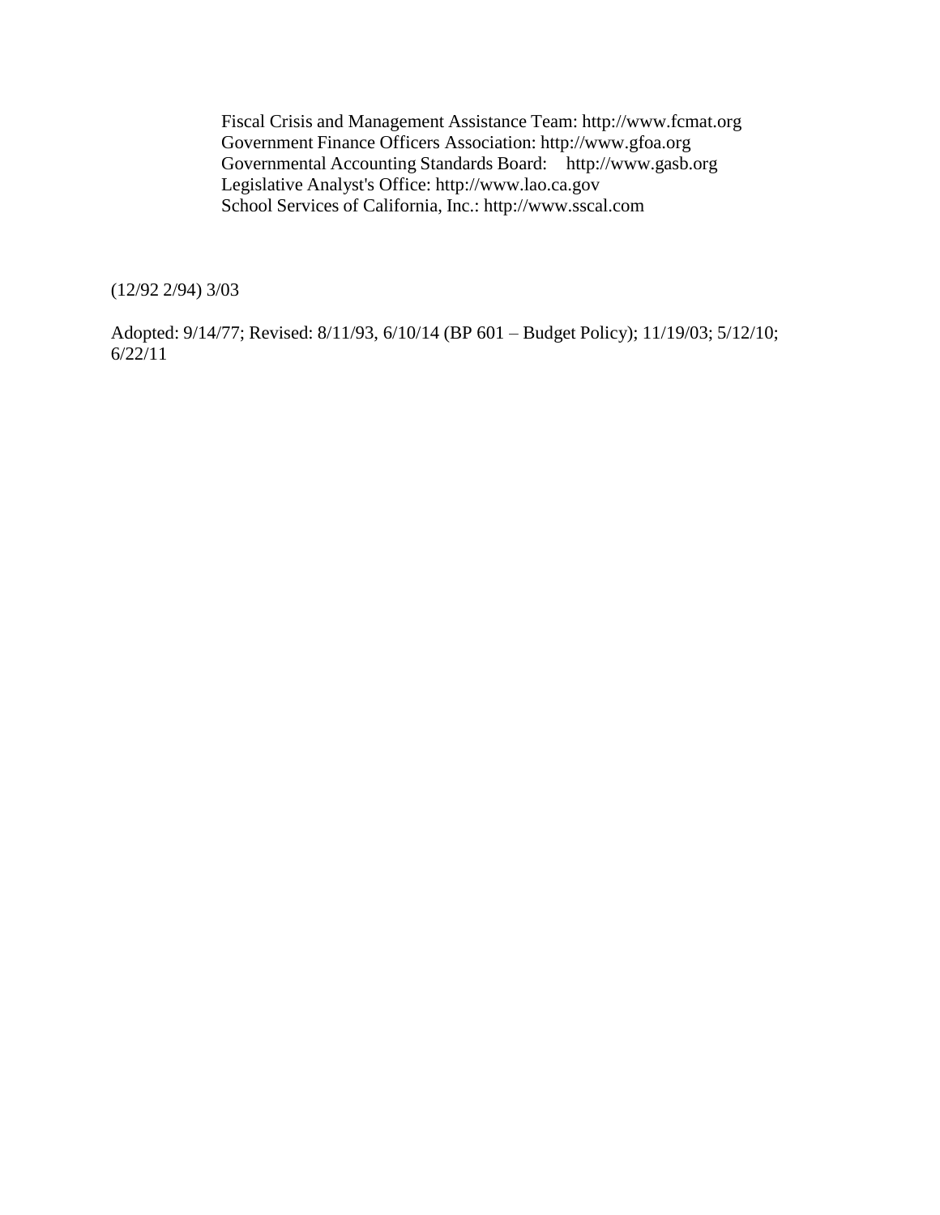Fiscal Crisis and Management Assistance Team: http://www.fcmat.org
Government Finance Officers Association: http://www.gfoa.org
Governmental Accounting Standards Board: http://www.gasb.org
Legislative Analyst's Office: http://www.lao.ca.gov
School Services of California, Inc.: http://www.sscal.com

(12/92 2/94) 3/03

Adopted: 9/14/77; Revised: 8/11/93, 6/10/14 (BP 601 – Budget Policy); 11/19/03; 5/12/10; 6/22/11